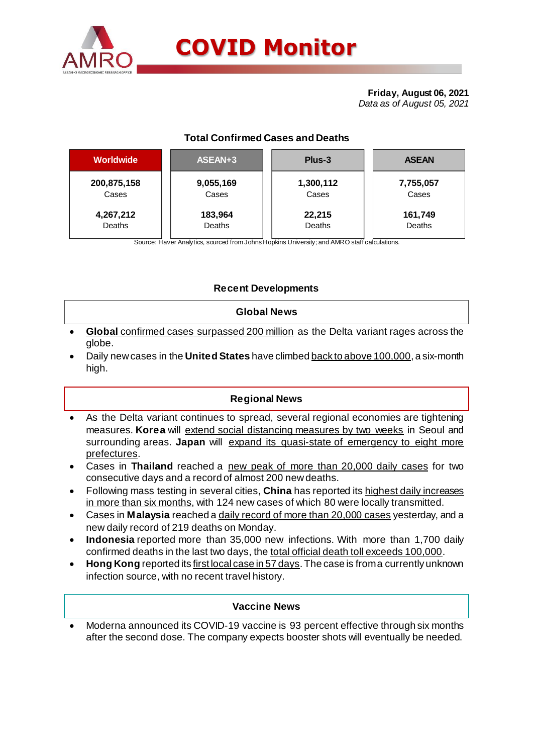# COVID Monitor

**Friday, August 06, 2021**
*Data as of August 05, 2021*

### Total Confirmed Cases and Deaths

| Worldwide | ASEAN+3 | Plus-3 | ASEAN |
|---|---|---|---|
| **200,875,158** Cases | **9,055,169** Cases | **1,300,112** Cases | **7,755,057** Cases |
| **4,267,212** Deaths | **183,964** Deaths | **22,215** Deaths | **161,749** Deaths |

Source: Haver Analytics, sourced from Johns Hopkins University; and AMRO staff calculations.

## Recent Developments

### Global News

- **Global** confirmed cases surpassed 200 million as the Delta variant rages across the globe.
- Daily new cases in the **United States** have climbed back to above 100,000, a six-month high.

### Regional News

- As the Delta variant continues to spread, several regional economies are tightening measures. **Korea** will extend social distancing measures by two weeks in Seoul and surrounding areas. **Japan** will expand its quasi-state of emergency to eight more prefectures.
- Cases in **Thailand** reached a new peak of more than 20,000 daily cases for two consecutive days and a record of almost 200 new deaths.
- Following mass testing in several cities, **China** has reported its highest daily increases in more than six months, with 124 new cases of which 80 were locally transmitted.
- Cases in **Malaysia** reached a daily record of more than 20,000 cases yesterday, and a new daily record of 219 deaths on Monday.
- **Indonesia** reported more than 35,000 new infections. With more than 1,700 daily confirmed deaths in the last two days, the total official death toll exceeds 100,000.
- **Hong Kong** reported its first local case in 57 days. The case is from a currently unknown infection source, with no recent travel history.

### Vaccine News

- Moderna announced its COVID-19 vaccine is 93 percent effective through six months after the second dose. The company expects booster shots will eventually be needed.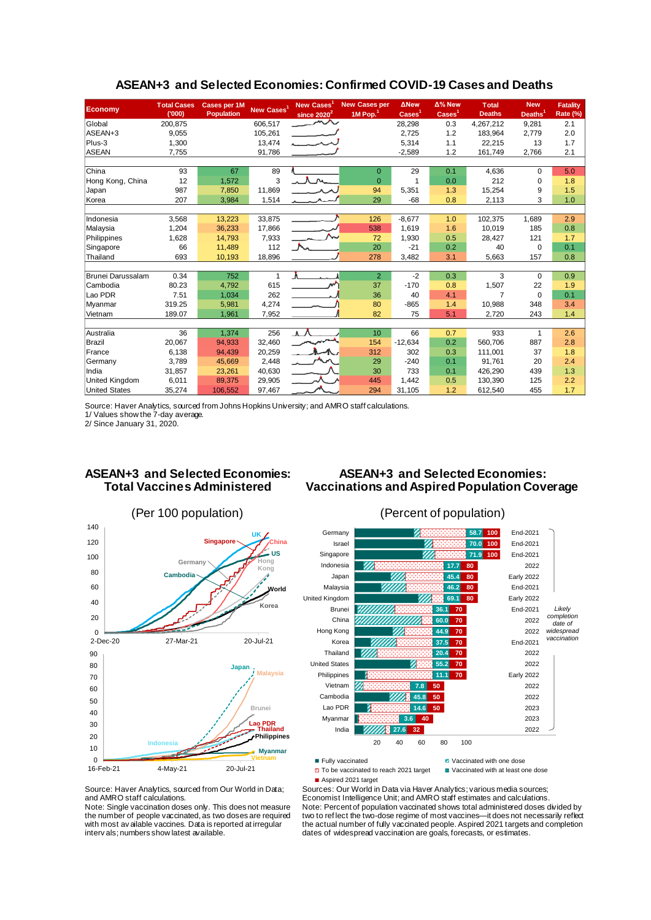## ASEAN+3 and Selected Economies: Confirmed COVID-19 Cases and Deaths

| Economy | Total Cases ('000) | Cases per 1M Population | New Cases[1] | New Cases[1] since 2020[2] | New Cases per 1M Pop.[1] | ΔNew Cases[1] | Δ% New Cases[1] | Total Deaths | New Deaths[1] | Fatality Rate (%) |
|---|---|---|---|---|---|---|---|---|---|---|
| Global | 200,875 | | 606,517 | | | 28,298 | 0.3 | 4,267,212 | 9,281 | 2.1 |
| ASEAN+3 | 9,055 | | 105,261 | | | 2,725 | 1.2 | 183,964 | 2,779 | 2.0 |
| Plus-3 | 1,300 | | 13,474 | | | 5,314 | 1.1 | 22,215 | 13 | 1.7 |
| ASEAN | 7,755 | | 91,786 | | | -2,589 | 1.2 | 161,749 | 2,766 | 2.1 |
| | | | | | | | | | | |
| China | 93 | 67 | 89 | | 0 | 29 | 0.1 | 4,636 | 0 | 5.0 |
| Hong Kong, China | 12 | 1,572 | 3 | | 0 | 1 | 0.0 | 212 | 0 | 1.8 |
| Japan | 987 | 7,850 | 11,869 | | 94 | 5,351 | 1.3 | 15,254 | 9 | 1.5 |
| Korea | 207 | 3,984 | 1,514 | | 29 | -68 | 0.8 | 2,113 | 3 | 1.0 |
| | | | | | | | | | | |
| Indonesia | 3,568 | 13,223 | 33,875 | | 126 | -8,677 | 1.0 | 102,375 | 1,689 | 2.9 |
| Malaysia | 1,204 | 36,233 | 17,866 | | 538 | 1,619 | 1.6 | 10,019 | 185 | 0.8 |
| Philippines | 1,628 | 14,793 | 7,933 | | 72 | 1,930 | 0.5 | 28,427 | 121 | 1.7 |
| Singapore | 66 | 11,489 | 112 | | 20 | -21 | 0.2 | 40 | 0 | 0.1 |
| Thailand | 693 | 10,193 | 18,896 | | 278 | 3,482 | 3.1 | 5,663 | 157 | 0.8 |
| | | | | | | | | | | |
| Brunei Darussalam | 0.34 | 752 | 1 | | 2 | -2 | 0.3 | 3 | 0 | 0.9 |
| Cambodia | 80.23 | 4,792 | 615 | | 37 | -170 | 0.8 | 1,507 | 22 | 1.9 |
| Lao PDR | 7.51 | 1,034 | 262 | | 36 | 40 | 4.1 | 7 | 0 | 0.1 |
| Myanmar | 319.25 | 5,981 | 4,274 | | 80 | -865 | 1.4 | 10,988 | 348 | 3.4 |
| Vietnam | 189.07 | 1,961 | 7,952 | | 82 | 75 | 5.1 | 2,720 | 243 | 1.4 |
| | | | | | | | | | | |
| Australia | 36 | 1,374 | 256 | | 10 | 66 | 0.7 | 933 | 1 | 2.6 |
| Brazil | 20,067 | 94,933 | 32,460 | | 154 | -12,634 | 0.2 | 560,706 | 887 | 2.8 |
| France | 6,138 | 94,439 | 20,259 | | 312 | 302 | 0.3 | 111,001 | 37 | 1.8 |
| Germany | 3,789 | 45,669 | 2,448 | | 29 | -240 | 0.1 | 91,761 | 20 | 2.4 |
| India | 31,857 | 23,261 | 40,630 | | 30 | 733 | 0.1 | 426,290 | 439 | 1.3 |
| United Kingdom | 6,011 | 89,375 | 29,905 | | 445 | 1,442 | 0.5 | 130,390 | 125 | 2.2 |
| United States | 35,274 | 106,552 | 97,467 | | 294 | 31,105 | 1.2 | 612,540 | 455 | 1.7 |

Source: Haver Analytics, sourced from Johns Hopkins University; and AMRO staff calculations.
1/ Values show the 7-day average.
2/ Since January 31, 2020.

## ASEAN+3 and Selected Economies: Total Vaccines Administered

(Per 100 population)

Source: Haver Analytics, sourced from Our World in Data; and AMRO staff calculations.
Note: Single vaccination doses only. This does not measure the number of people vaccinated, as two doses are required with most available vaccines. Data is reported at irregular intervals; numbers show latest available.

## ASEAN+3 and Selected Economies: Vaccinations and Aspired Population Coverage

(Percent of population)

| Economy | Vaccinated with at least one dose | Aspired 2021 target | Likely completion date of widespread vaccination |
|---|---|---|---|
| Germany | 58.7 | 100 | End-2021 |
| Israel | 70.0 | 100 | End-2021 |
| Singapore | 71.9 | 100 | End-2021 |
| Indonesia | 17.7 | 80 | 2022 |
| Japan | 45.4 | 80 | Early 2022 |
| Malaysia | 46.2 | 80 | End-2021 |
| United Kingdom | 69.1 | 80 | Early 2022 |
| Brunei | 36.1 | 70 | End-2021 |
| China | 60.0 | 70 | 2022 |
| Hong Kong | 44.9 | 70 | 2022 |
| Korea | 37.5 | 70 | End-2021 |
| Thailand | 20.4 | 70 | 2022 |
| United States | 55.2 | 70 | 2022 |
| Philippines | 11.1 | 70 | Early 2022 |
| Vietnam | 7.8 | 50 | 2022 |
| Cambodia | 45.8 | 50 | 2022 |
| Lao PDR | 14.6 | 50 | 2023 |
| Myanmar | 3.6 | 40 | 2023 |
| India | 27.6 | 32 | 2022 |

Legend: Fully vaccinated; Vaccinated with one dose; To be vaccinated to reach 2021 target; Vaccinated with at least one dose; Aspired 2021 target

Sources: Our World in Data via Haver Analytics; various media sources; Economist Intelligence Unit; and AMRO staff estimates and calculations.
Note: Percent of population vaccinated shows total administered doses divided by two to reflect the two-dose regime of most vaccines—it does not necessarily reflect the actual number of fully vaccinated people. Aspired 2021 targets and completion dates of widespread vaccination are goals, forecasts, or estimates.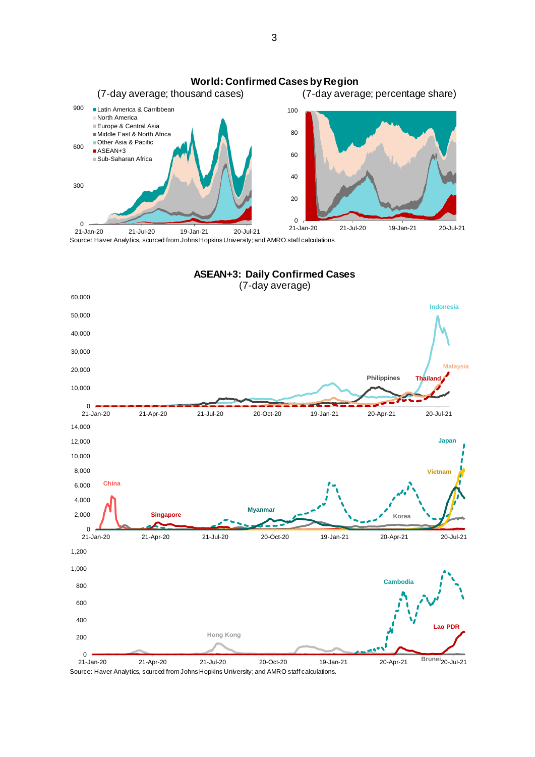**World: Confirmed Cases by Region**

(7-day average; thousand cases) (7-day average; percentage share)

Source: Haver Analytics, sourced from Johns Hopkins University; and AMRO staff calculations.

**ASEAN+3: Daily Confirmed Cases**

(7-day average)

Source: Haver Analytics, sourced from Johns Hopkins University; and AMRO staff calculations.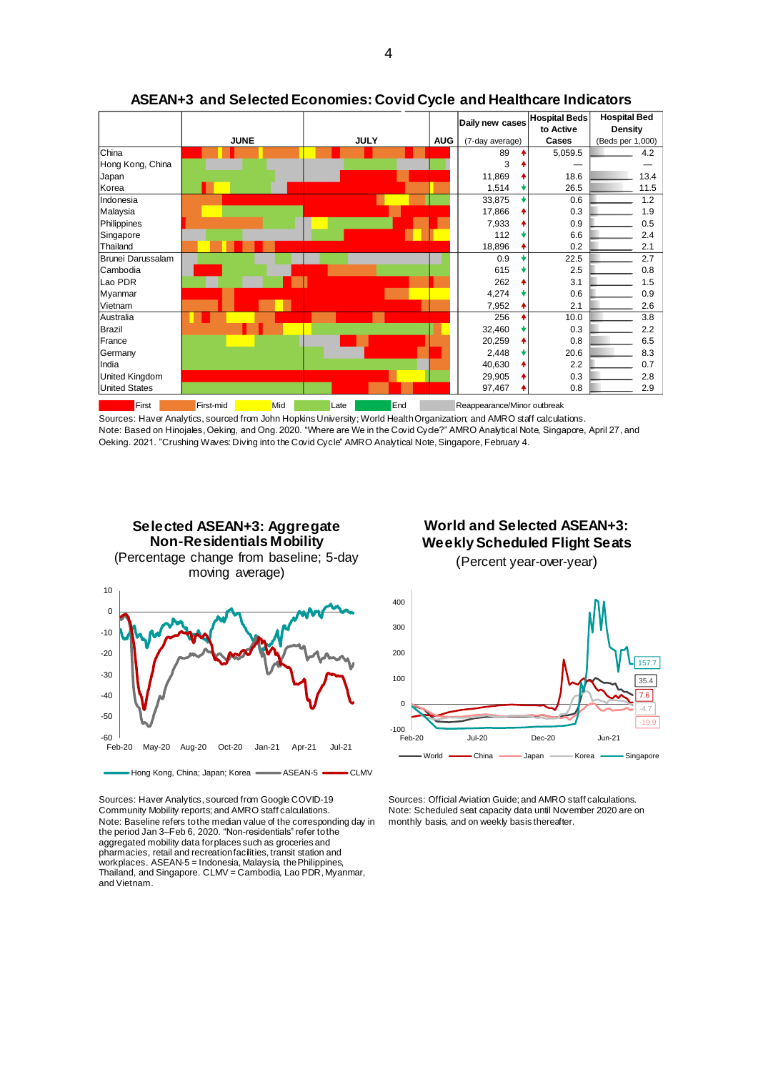## ASEAN+3 and Selected Economies: Covid Cycle and Healthcare Indicators

| | JUNE | JULY | AUG | Daily new cases (7-day average) | Hospital Beds to Active Cases | Hospital Bed Density (Beds per 1,000) |
|---|---|---|---|---|---|---|
| China | | | | 89 ▲ | 5,059.5 | 4.2 |
| Hong Kong, China | | | | 3 ▲ | — | — |
| Japan | | | | 11,869 ▲ | 18.6 | 13.4 |
| Korea | | | | 1,514 ▼ | 26.5 | 11.5 |
| Indonesia | | | | 33,875 ▼ | 0.6 | 1.2 |
| Malaysia | | | | 17,866 ▲ | 0.3 | 1.9 |
| Philippines | | | | 7,933 ▲ | 0.9 | 0.5 |
| Singapore | | | | 112 ▼ | 6.6 | 2.4 |
| Thailand | | | | 18,896 ▲ | 0.2 | 2.1 |
| Brunei Darussalam | | | | 0.9 ▼ | 22.5 | 2.7 |
| Cambodia | | | | 615 ▼ | 2.5 | 0.8 |
| Lao PDR | | | | 262 ▲ | 3.1 | 1.5 |
| Myanmar | | | | 4,274 ▼ | 0.6 | 0.9 |
| Vietnam | | | | 7,952 ▲ | 2.1 | 2.6 |
| Australia | | | | 256 ▲ | 10.0 | 3.8 |
| Brazil | | | | 32,460 ▼ | 0.3 | 2.2 |
| France | | | | 20,259 ▲ | 0.8 | 6.5 |
| Germany | | | | 2,448 ▼ | 20.6 | 8.3 |
| India | | | | 40,630 ▲ | 2.2 | 0.7 |
| United Kingdom | | | | 29,905 ▲ | 0.3 | 2.8 |
| United States | | | | 97,467 ▲ | 0.8 | 2.9 |

First | First-mid | Mid | Late | End | Reappearance/Minor outbreak

Sources: Haver Analytics, sourced from John Hopkins University; World Health Organization; and AMRO staff calculations.
Note: Based on Hinojales, Oeking, and Ong. 2020. "Where are We in the Covid Cycle?" AMRO Analytical Note, Singapore, April 27, and Oeking. 2021. "Crushing Waves: Diving into the Covid Cycle" AMRO Analytical Note, Singapore, February 4.

### Selected ASEAN+3: Aggregate Non-Residentials Mobility
(Percentage change from baseline; 5-day moving average)

10
0
-10
-20
-30
-40
-50
-60
Feb-20 May-20 Aug-20 Oct-20 Jan-21 Apr-21 Jul-21

Hong Kong, China; Japan; Korea — ASEAN-5 — CLMV

Sources: Haver Analytics, sourced from Google COVID-19 Community Mobility reports; and AMRO staff calculations.
Note: Baseline refers to the median value of the corresponding day in the period Jan 3–Feb 6, 2020. "Non-residentials" refer to the aggregated mobility data for places such as groceries and pharmacies, retail and recreation facilities, transit station and workplaces. ASEAN-5 = Indonesia, Malaysia, the Philippines, Thailand, and Singapore. CLMV = Cambodia, Lao PDR, Myanmar, and Vietnam.

### World and Selected ASEAN+3: Weekly Scheduled Flight Seats
(Percent year-over-year)

400
300
200
100
0
-100
Feb-20 Jul-20 Dec-20 Jun-21

157.7
35.4
7.6
-4.7
-19.9

World — China — Japan — Korea — Singapore

Sources: Official Aviation Guide; and AMRO staff calculations.
Note: Scheduled seat capacity data until November 2020 are on monthly basis, and on weekly basis thereafter.